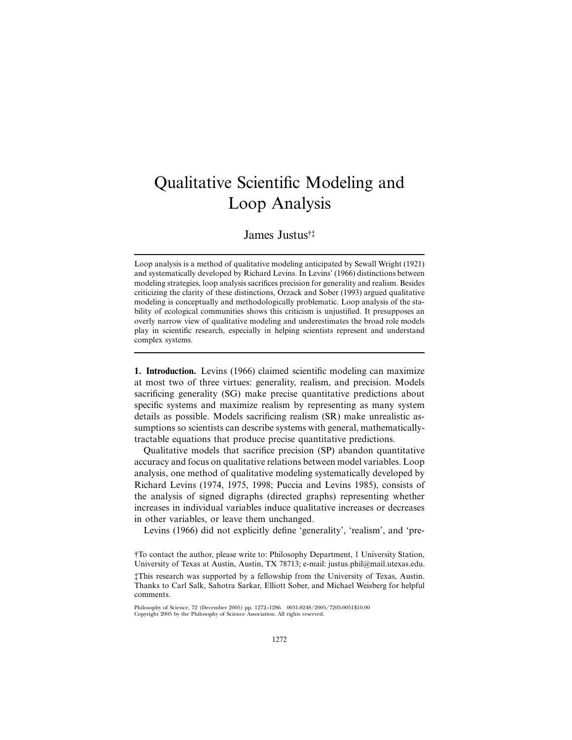# Qualitative Scientific Modeling and Loop Analysis

James Justus[†‡]

Loop analysis is a method of qualitative modeling anticipated by Sewall Wright (1921) and systematically developed by Richard Levins. In Levins' (1966) distinctions between modeling strategies, loop analysis sacrifices precision for generality and realism. Besides criticizing the clarity of these distinctions, Orzack and Sober (1993) argued qualitative modeling is conceptually and methodologically problematic. Loop analysis of the stability of ecological communities shows this criticism is unjustified. It presupposes an overly narrow view of qualitative modeling and underestimates the broad role models play in scientific research, especially in helping scientists represent and understand complex systems.

**1. Introduction.** Levins (1966) claimed scientific modeling can maximize at most two of three virtues: generality, realism, and precision. Models sacrificing generality (SG) make precise quantitative predictions about specific systems and maximize realism by representing as many system details as possible. Models sacrificing realism (SR) make unrealistic assumptions so scientists can describe systems with general, mathematically-tractable equations that produce precise quantitative predictions.

Qualitative models that sacrifice precision (SP) abandon quantitative accuracy and focus on qualitative relations between model variables. Loop analysis, one method of qualitative modeling systematically developed by Richard Levins (1974, 1975, 1998; Puccia and Levins 1985), consists of the analysis of signed digraphs (directed graphs) representing whether increases in individual variables induce qualitative increases or decreases in other variables, or leave them unchanged.

Levins (1966) did not explicitly define 'generality', 'realism', and 'pre-

†To contact the author, please write to: Philosophy Department, 1 University Station, University of Texas at Austin, Austin, TX 78713; e-mail: justus.phil@mail.utexas.edu.

‡This research was supported by a fellowship from the University of Texas, Austin. Thanks to Carl Salk, Sahotra Sarkar, Elliott Sober, and Michael Weisberg for helpful comments.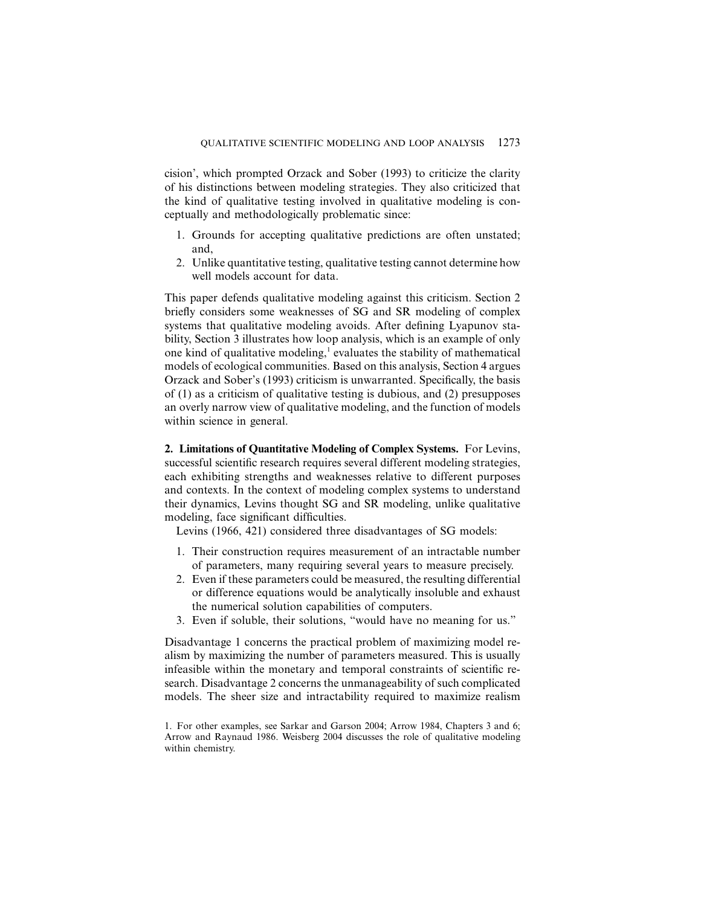cision', which prompted Orzack and Sober (1993) to criticize the clarity of his distinctions between modeling strategies. They also criticized that the kind of qualitative testing involved in qualitative modeling is conceptually and methodologically problematic since:

1. Grounds for accepting qualitative predictions are often unstated; and,
2. Unlike quantitative testing, qualitative testing cannot determine how well models account for data.

This paper defends qualitative modeling against this criticism. Section 2 briefly considers some weaknesses of SG and SR modeling of complex systems that qualitative modeling avoids. After defining Lyapunov stability, Section 3 illustrates how loop analysis, which is an example of only one kind of qualitative modeling,[1] evaluates the stability of mathematical models of ecological communities. Based on this analysis, Section 4 argues Orzack and Sober's (1993) criticism is unwarranted. Specifically, the basis of (1) as a criticism of qualitative testing is dubious, and (2) presupposes an overly narrow view of qualitative modeling, and the function of models within science in general.

**2. Limitations of Quantitative Modeling of Complex Systems.** For Levins, successful scientific research requires several different modeling strategies, each exhibiting strengths and weaknesses relative to different purposes and contexts. In the context of modeling complex systems to understand their dynamics, Levins thought SG and SR modeling, unlike qualitative modeling, face significant difficulties.

Levins (1966, 421) considered three disadvantages of SG models:

1. Their construction requires measurement of an intractable number of parameters, many requiring several years to measure precisely.
2. Even if these parameters could be measured, the resulting differential or difference equations would be analytically insoluble and exhaust the numerical solution capabilities of computers.
3. Even if soluble, their solutions, "would have no meaning for us."

Disadvantage 1 concerns the practical problem of maximizing model realism by maximizing the number of parameters measured. This is usually infeasible within the monetary and temporal constraints of scientific research. Disadvantage 2 concerns the unmanageability of such complicated models. The sheer size and intractability required to maximize realism

1. For other examples, see Sarkar and Garson 2004; Arrow 1984, Chapters 3 and 6; Arrow and Raynaud 1986. Weisberg 2004 discusses the role of qualitative modeling within chemistry.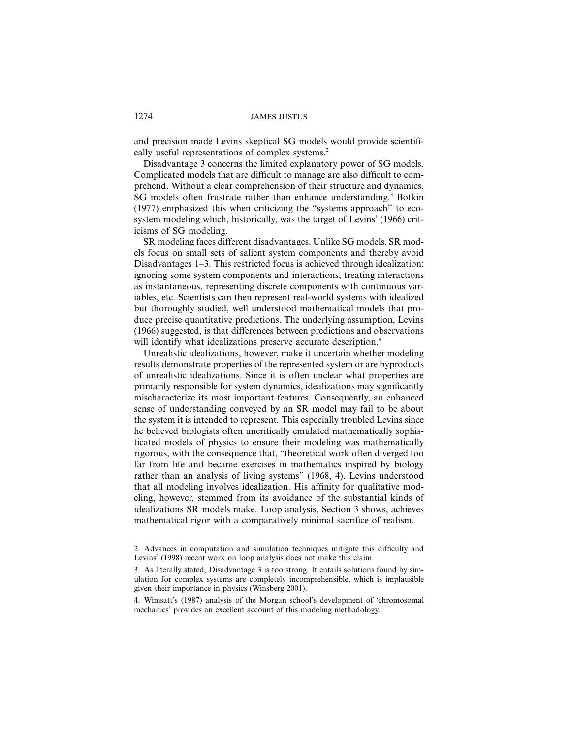and precision made Levins skeptical SG models would provide scientifically useful representations of complex systems.[2]

Disadvantage 3 concerns the limited explanatory power of SG models. Complicated models that are difficult to manage are also difficult to comprehend. Without a clear comprehension of their structure and dynamics, SG models often frustrate rather than enhance understanding.[3] Botkin (1977) emphasized this when criticizing the "systems approach" to ecosystem modeling which, historically, was the target of Levins' (1966) criticisms of SG modeling.

SR modeling faces different disadvantages. Unlike SG models, SR models focus on small sets of salient system components and thereby avoid Disadvantages 1–3. This restricted focus is achieved through idealization: ignoring some system components and interactions, treating interactions as instantaneous, representing discrete components with continuous variables, etc. Scientists can then represent real-world systems with idealized but thoroughly studied, well understood mathematical models that produce precise quantitative predictions. The underlying assumption, Levins (1966) suggested, is that differences between predictions and observations will identify what idealizations preserve accurate description.[4]

Unrealistic idealizations, however, make it uncertain whether modeling results demonstrate properties of the represented system or are byproducts of unrealistic idealizations. Since it is often unclear what properties are primarily responsible for system dynamics, idealizations may significantly mischaracterize its most important features. Consequently, an enhanced sense of understanding conveyed by an SR model may fail to be about the system it is intended to represent. This especially troubled Levins since he believed biologists often uncritically emulated mathematically sophisticated models of physics to ensure their modeling was mathematically rigorous, with the consequence that, "theoretical work often diverged too far from life and became exercises in mathematics inspired by biology rather than an analysis of living systems" (1968, 4). Levins understood that all modeling involves idealization. His affinity for qualitative modeling, however, stemmed from its avoidance of the substantial kinds of idealizations SR models make. Loop analysis, Section 3 shows, achieves mathematical rigor with a comparatively minimal sacrifice of realism.

2. Advances in computation and simulation techniques mitigate this difficulty and Levins' (1998) recent work on loop analysis does not make this claim.

3. As literally stated, Disadvantage 3 is too strong. It entails solutions found by simulation for complex systems are completely incomprehensible, which is implausible given their importance in physics (Winsberg 2001).

4. Wimsatt's (1987) analysis of the Morgan school's development of 'chromosomal mechanics' provides an excellent account of this modeling methodology.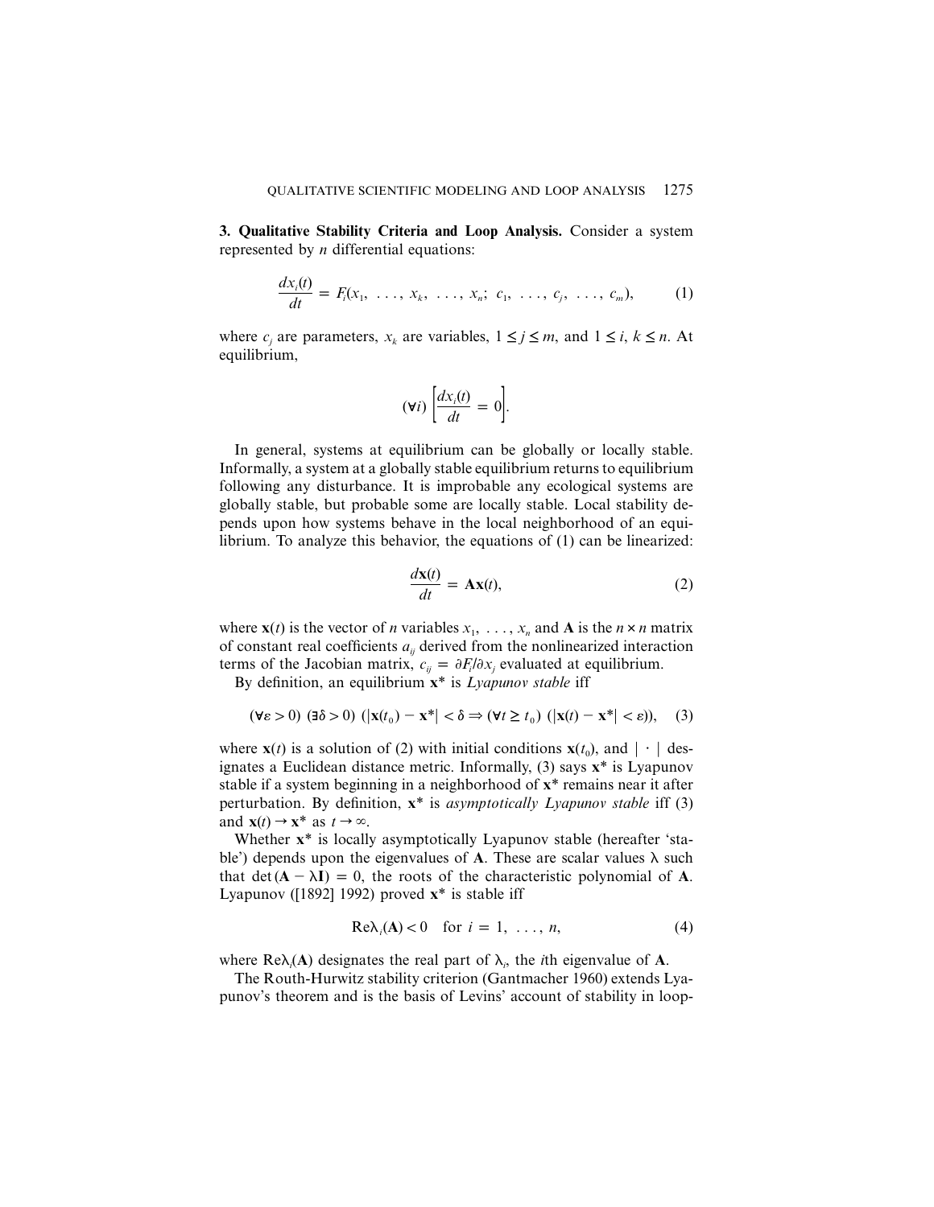**3. Qualitative Stability Criteria and Loop Analysis.** Consider a system represented by $n$ differential equations:

$$\frac{dx_i(t)}{dt} = F_i(x_1, \ldots, x_k, \ldots, x_n; c_1, \ldots, c_j, \ldots, c_m), \tag{1}$$

where $c_j$ are parameters, $x_k$ are variables, $1 \leq j \leq m$, and $1 \leq i, k \leq n$. At equilibrium,

$$(\forall i) \left[\frac{dx_i(t)}{dt} = 0\right].$$

In general, systems at equilibrium can be globally or locally stable. Informally, a system at a globally stable equilibrium returns to equilibrium following any disturbance. It is improbable any ecological systems are globally stable, but probable some are locally stable. Local stability depends upon how systems behave in the local neighborhood of an equilibrium. To analyze this behavior, the equations of (1) can be linearized:

$$\frac{d\mathbf{x}(t)}{dt} = \mathbf{A}\mathbf{x}(t), \tag{2}$$

where $\mathbf{x}(t)$ is the vector of $n$ variables $x_1, \ldots, x_n$ and $\mathbf{A}$ is the $n \times n$ matrix of constant real coefficients $a_{ij}$ derived from the nonlinearized interaction terms of the Jacobian matrix, $c_{ij} = \partial F_i / \partial x_j$ evaluated at equilibrium.

By definition, an equilibrium $\mathbf{x}^*$ is *Lyapunov stable* iff

$$(\forall \varepsilon > 0)\ (\exists \delta > 0)\ (|\mathbf{x}(t_0) - \mathbf{x}^*| < \delta \Rightarrow (\forall t \geq t_0)\ (|\mathbf{x}(t) - \mathbf{x}^*| < \varepsilon)), \tag{3}$$

where $\mathbf{x}(t)$ is a solution of (2) with initial conditions $\mathbf{x}(t_0)$, and $|\cdot|$ designates a Euclidean distance metric. Informally, (3) says $\mathbf{x}^*$ is Lyapunov stable if a system beginning in a neighborhood of $\mathbf{x}^*$ remains near it after perturbation. By definition, $\mathbf{x}^*$ is *asymptotically Lyapunov stable* iff (3) and $\mathbf{x}(t) \rightarrow \mathbf{x}^*$ as $t \rightarrow \infty$.

Whether $\mathbf{x}^*$ is locally asymptotically Lyapunov stable (hereafter 'stable') depends upon the eigenvalues of $\mathbf{A}$. These are scalar values $\lambda$ such that $\det(\mathbf{A} - \lambda\mathbf{I}) = 0$, the roots of the characteristic polynomial of $\mathbf{A}$. Lyapunov ([1892] 1992) proved $\mathbf{x}^*$ is stable iff

$$\text{Re}\lambda_i(\mathbf{A}) < 0 \quad \text{for } i = 1, \ldots, n, \tag{4}$$

where $\text{Re}\lambda_i(\mathbf{A})$ designates the real part of $\lambda_i$, the $i$th eigenvalue of $\mathbf{A}$.

The Routh-Hurwitz stability criterion (Gantmacher 1960) extends Lyapunov's theorem and is the basis of Levins' account of stability in loop-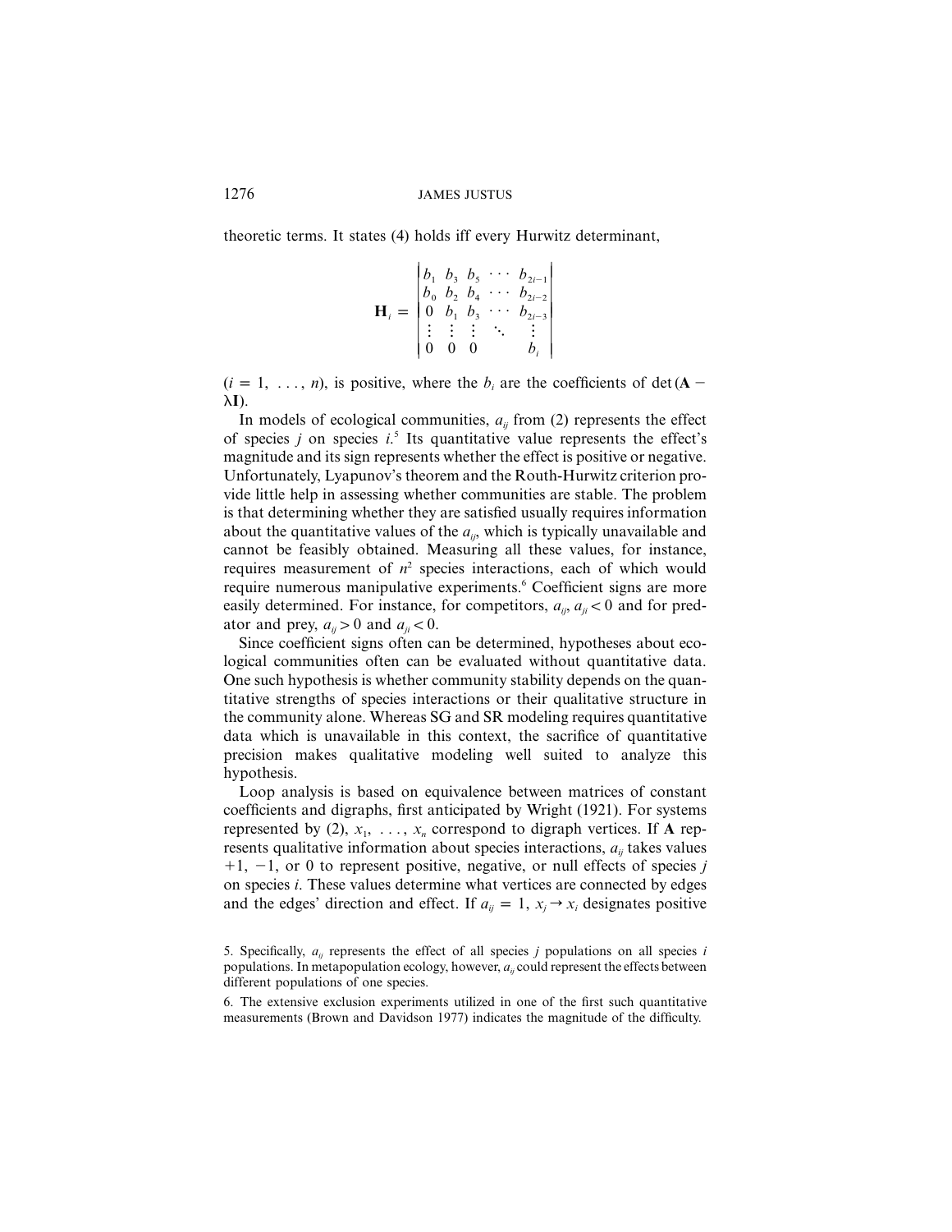theoretic terms. It states (4) holds iff every Hurwitz determinant,

$$
\mathbf{H}_i = \begin{vmatrix} b_1 & b_3 & b_5 & \cdots & b_{2i-1} \\ b_0 & b_2 & b_4 & \cdots & b_{2i-2} \\ 0 & b_1 & b_3 & \cdots & b_{2i-3} \\ \vdots & \vdots & \vdots & \ddots & \vdots \\ 0 & 0 & 0 & & b_i \end{vmatrix}
$$

($i = 1, \ldots, n$), is positive, where the $b_i$ are the coefficients of $\det(\mathbf{A} - \lambda\mathbf{I})$.

In models of ecological communities, $a_{ij}$ from (2) represents the effect of species $j$ on species $i$.[5] Its quantitative value represents the effect's magnitude and its sign represents whether the effect is positive or negative. Unfortunately, Lyapunov's theorem and the Routh-Hurwitz criterion provide little help in assessing whether communities are stable. The problem is that determining whether they are satisfied usually requires information about the quantitative values of the $a_{ij}$, which is typically unavailable and cannot be feasibly obtained. Measuring all these values, for instance, requires measurement of $n^2$ species interactions, each of which would require numerous manipulative experiments.[6] Coefficient signs are more easily determined. For instance, for competitors, $a_{ij}, a_{ji} < 0$ and for predator and prey, $a_{ij} > 0$ and $a_{ji} < 0$.

Since coefficient signs often can be determined, hypotheses about ecological communities often can be evaluated without quantitative data. One such hypothesis is whether community stability depends on the quantitative strengths of species interactions or their qualitative structure in the community alone. Whereas SG and SR modeling requires quantitative data which is unavailable in this context, the sacrifice of quantitative precision makes qualitative modeling well suited to analyze this hypothesis.

Loop analysis is based on equivalence between matrices of constant coefficients and digraphs, first anticipated by Wright (1921). For systems represented by (2), $x_1, \ldots, x_n$ correspond to digraph vertices. If $\mathbf{A}$ represents qualitative information about species interactions, $a_{ij}$ takes values $+1$, $-1$, or 0 to represent positive, negative, or null effects of species $j$ on species $i$. These values determine what vertices are connected by edges and the edges' direction and effect. If $a_{ij} = 1$, $x_j \rightarrow x_i$ designates positive

5. Specifically, $a_{ij}$ represents the effect of all species $j$ populations on all species $i$ populations. In metapopulation ecology, however, $a_{ij}$ could represent the effects between different populations of one species.

6. The extensive exclusion experiments utilized in one of the first such quantitative measurements (Brown and Davidson 1977) indicates the magnitude of the difficulty.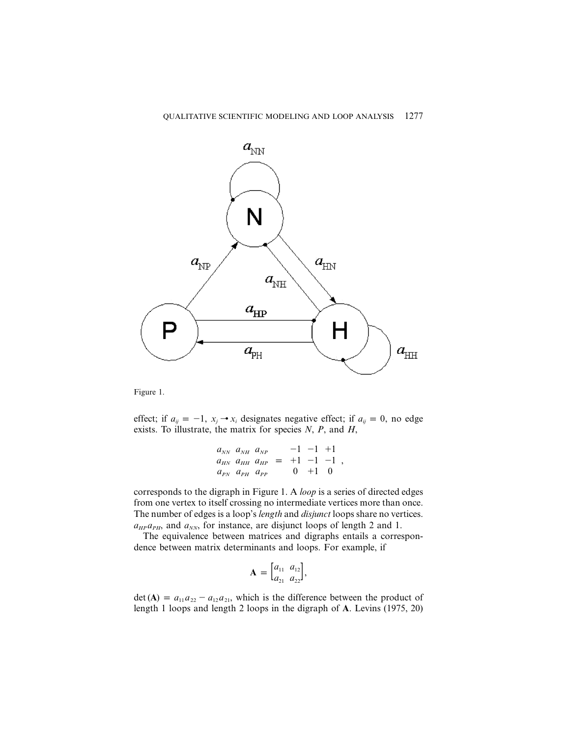Figure 1.

effect; if $a_{ij} = -1$, $x_j \multimap x_i$ designates negative effect; if $a_{ij} = 0$, no edge exists. To illustrate, the matrix for species $N$, $P$, and $H$,

$$\begin{matrix} a_{NN} & a_{NH} & a_{NP} \\ a_{HN} & a_{HH} & a_{HP} \\ a_{PN} & a_{PH} & a_{PP} \end{matrix} = \begin{matrix} -1 & -1 & +1 \\ +1 & -1 & -1 \\ 0 & +1 & 0 \end{matrix},$$

corresponds to the digraph in Figure 1. A *loop* is a series of directed edges from one vertex to itself crossing no intermediate vertices more than once. The number of edges is a loop's *length* and *disjunct* loops share no vertices. $a_{HP}a_{PH}$, and $a_{NN}$, for instance, are disjunct loops of length 2 and 1.

The equivalence between matrices and digraphs entails a correspondence between matrix determinants and loops. For example, if

$$\mathbf{A} = \begin{bmatrix} a_{11} & a_{12} \\ a_{21} & a_{22} \end{bmatrix},$$

$\det(\mathbf{A}) = a_{11}a_{22} - a_{12}a_{21}$, which is the difference between the product of length 1 loops and length 2 loops in the digraph of $\mathbf{A}$. Levins (1975, 20)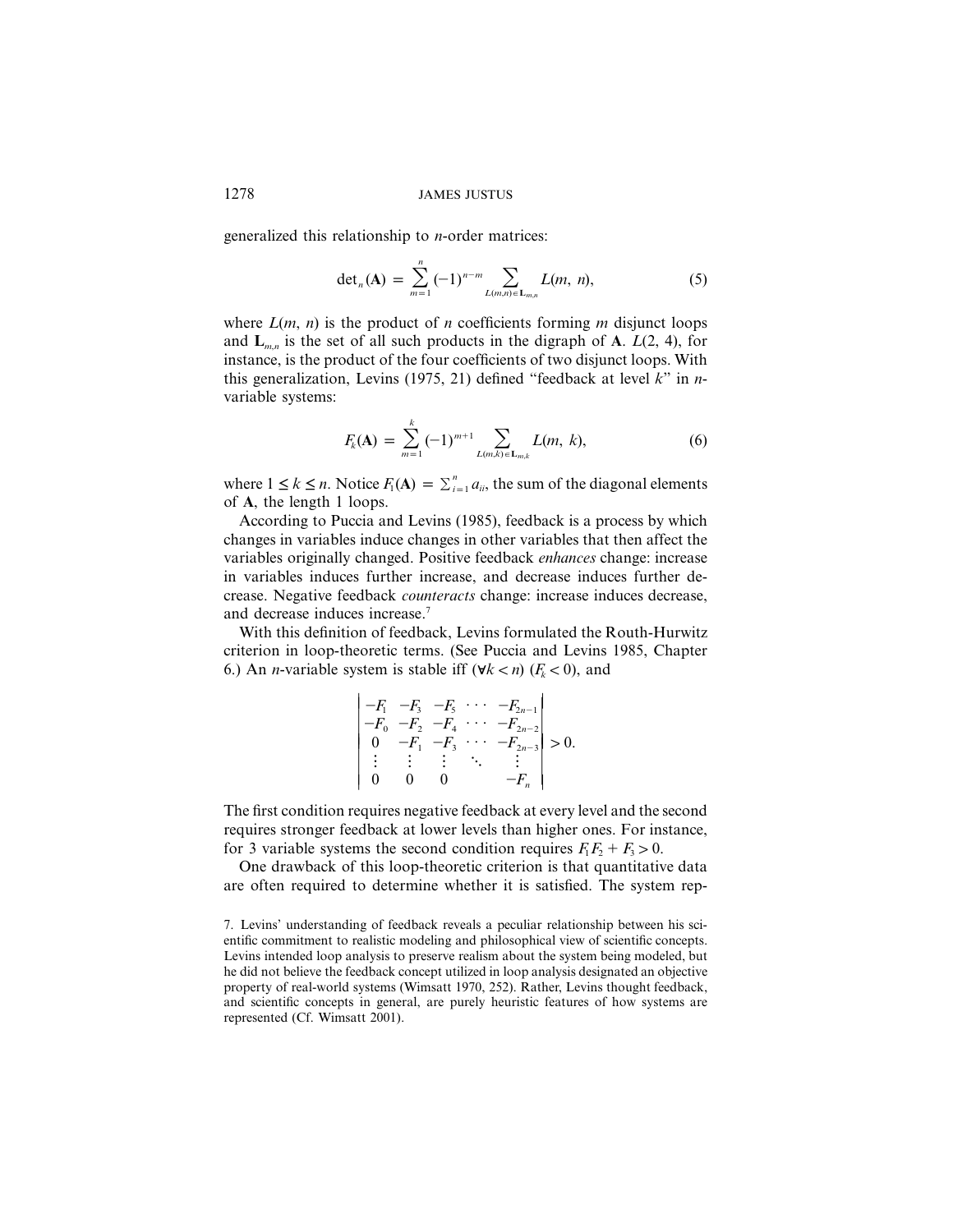generalized this relationship to $n$-order matrices:

$$\det_n(\mathbf{A}) = \sum_{m=1}^{n} (-1)^{n-m} \sum_{L(m,n)\in \mathbf{L}_{m,n}} L(m,\ n), \tag{5}$$

where $L(m, n)$ is the product of $n$ coefficients forming $m$ disjunct loops and $\mathbf{L}_{m,n}$ is the set of all such products in the digraph of $\mathbf{A}$. $L(2, 4)$, for instance, is the product of the four coefficients of two disjunct loops. With this generalization, Levins (1975, 21) defined "feedback at level $k$" in $n$-variable systems:

$$F_k(\mathbf{A}) = \sum_{m=1}^{k} (-1)^{m+1} \sum_{L(m,k)\in \mathbf{L}_{m,k}} L(m,\ k), \tag{6}$$

where $1 \leq k \leq n$. Notice $F_1(\mathbf{A}) = \sum_{i=1}^{n} a_{ii}$, the sum of the diagonal elements of $\mathbf{A}$, the length 1 loops.

According to Puccia and Levins (1985), feedback is a process by which changes in variables induce changes in other variables that then affect the variables originally changed. Positive feedback *enhances* change: increase in variables induces further increase, and decrease induces further decrease. Negative feedback *counteracts* change: increase induces decrease, and decrease induces increase.[7]

With this definition of feedback, Levins formulated the Routh-Hurwitz criterion in loop-theoretic terms. (See Puccia and Levins 1985, Chapter 6.) An $n$-variable system is stable iff $(\forall k < n)$ $(F_k < 0)$, and

$$\begin{vmatrix} -F_1 & -F_3 & -F_5 & \cdots & -F_{2n-1} \\ -F_0 & -F_2 & -F_4 & \cdots & -F_{2n-2} \\ 0 & -F_1 & -F_3 & \cdots & -F_{2n-3} \\ \vdots & \vdots & \vdots & \ddots & \vdots \\ 0 & 0 & 0 & & -F_n \end{vmatrix} > 0.$$

The first condition requires negative feedback at every level and the second requires stronger feedback at lower levels than higher ones. For instance, for 3 variable systems the second condition requires $F_1F_2 + F_3 > 0$.

One drawback of this loop-theoretic criterion is that quantitative data are often required to determine whether it is satisfied. The system rep-

7. Levins' understanding of feedback reveals a peculiar relationship between his scientific commitment to realistic modeling and philosophical view of scientific concepts. Levins intended loop analysis to preserve realism about the system being modeled, but he did not believe the feedback concept utilized in loop analysis designated an objective property of real-world systems (Wimsatt 1970, 252). Rather, Levins thought feedback, and scientific concepts in general, are purely heuristic features of how systems are represented (Cf. Wimsatt 2001).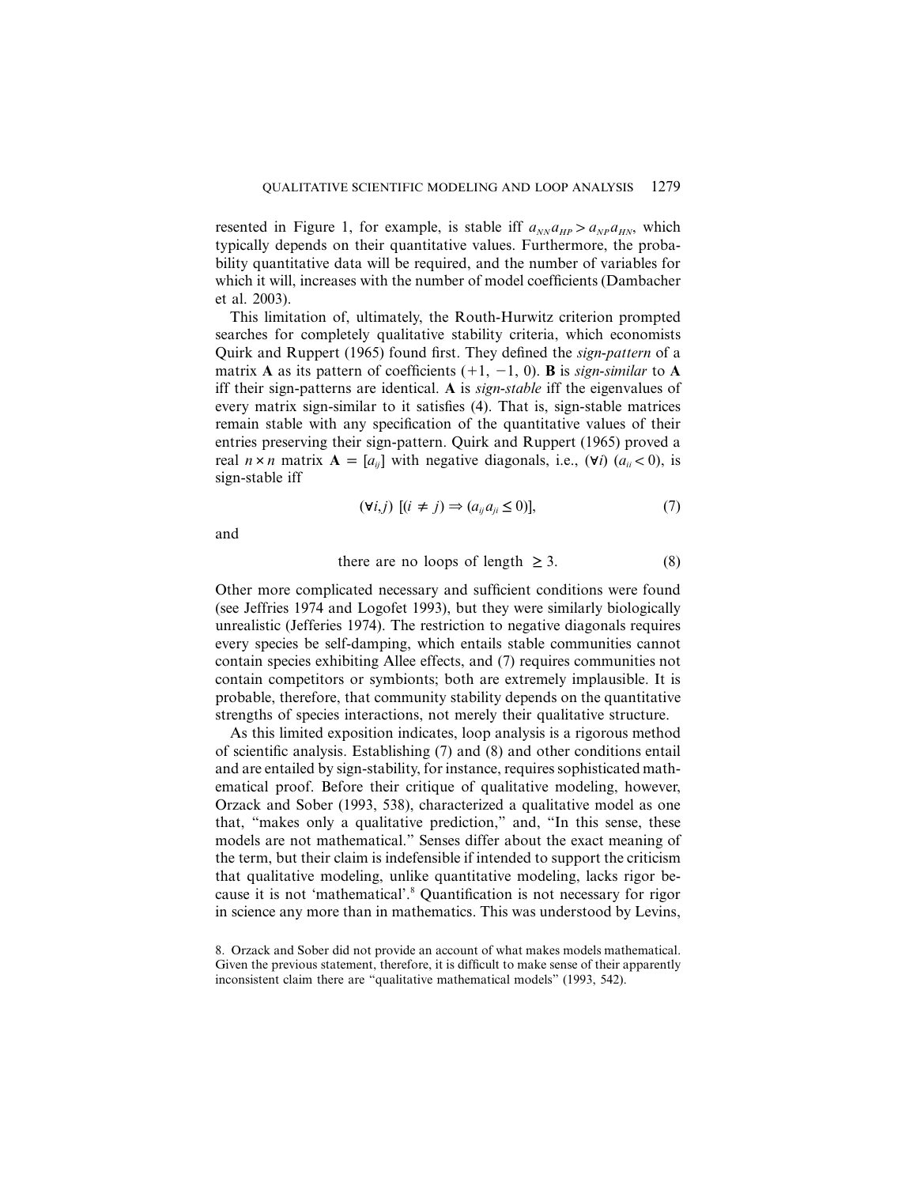resented in Figure 1, for example, is stable iff $a_{NN}a_{HP} > a_{NP}a_{HN}$, which typically depends on their quantitative values. Furthermore, the probability quantitative data will be required, and the number of variables for which it will, increases with the number of model coefficients (Dambacher et al. 2003).

This limitation of, ultimately, the Routh-Hurwitz criterion prompted searches for completely qualitative stability criteria, which economists Quirk and Ruppert (1965) found first. They defined the *sign-pattern* of a matrix **A** as its pattern of coefficients $(+1, -1, 0)$. **B** is *sign-similar* to **A** iff their sign-patterns are identical. **A** is *sign-stable* iff the eigenvalues of every matrix sign-similar to it satisfies (4). That is, sign-stable matrices remain stable with any specification of the quantitative values of their entries preserving their sign-pattern. Quirk and Ruppert (1965) proved a real $n \times n$ matrix $\mathbf{A} = [a_{ij}]$ with negative diagonals, i.e., $(\forall i)\ (a_{ii} < 0)$, is sign-stable iff

$$(\forall i,j)\ [(i \neq j) \Rightarrow (a_{ij}a_{ji} \leq 0)], \tag{7}$$

and

$$\text{there are no loops of length } \geq 3. \tag{8}$$

Other more complicated necessary and sufficient conditions were found (see Jeffries 1974 and Logofet 1993), but they were similarly biologically unrealistic (Jefferies 1974). The restriction to negative diagonals requires every species be self-damping, which entails stable communities cannot contain species exhibiting Allee effects, and (7) requires communities not contain competitors or symbionts; both are extremely implausible. It is probable, therefore, that community stability depends on the quantitative strengths of species interactions, not merely their qualitative structure.

As this limited exposition indicates, loop analysis is a rigorous method of scientific analysis. Establishing (7) and (8) and other conditions entail and are entailed by sign-stability, for instance, requires sophisticated mathematical proof. Before their critique of qualitative modeling, however, Orzack and Sober (1993, 538), characterized a qualitative model as one that, "makes only a qualitative prediction," and, "In this sense, these models are not mathematical." Senses differ about the exact meaning of the term, but their claim is indefensible if intended to support the criticism that qualitative modeling, unlike quantitative modeling, lacks rigor because it is not 'mathematical'.[8] Quantification is not necessary for rigor in science any more than in mathematics. This was understood by Levins,

8. Orzack and Sober did not provide an account of what makes models mathematical. Given the previous statement, therefore, it is difficult to make sense of their apparently inconsistent claim there are "qualitative mathematical models" (1993, 542).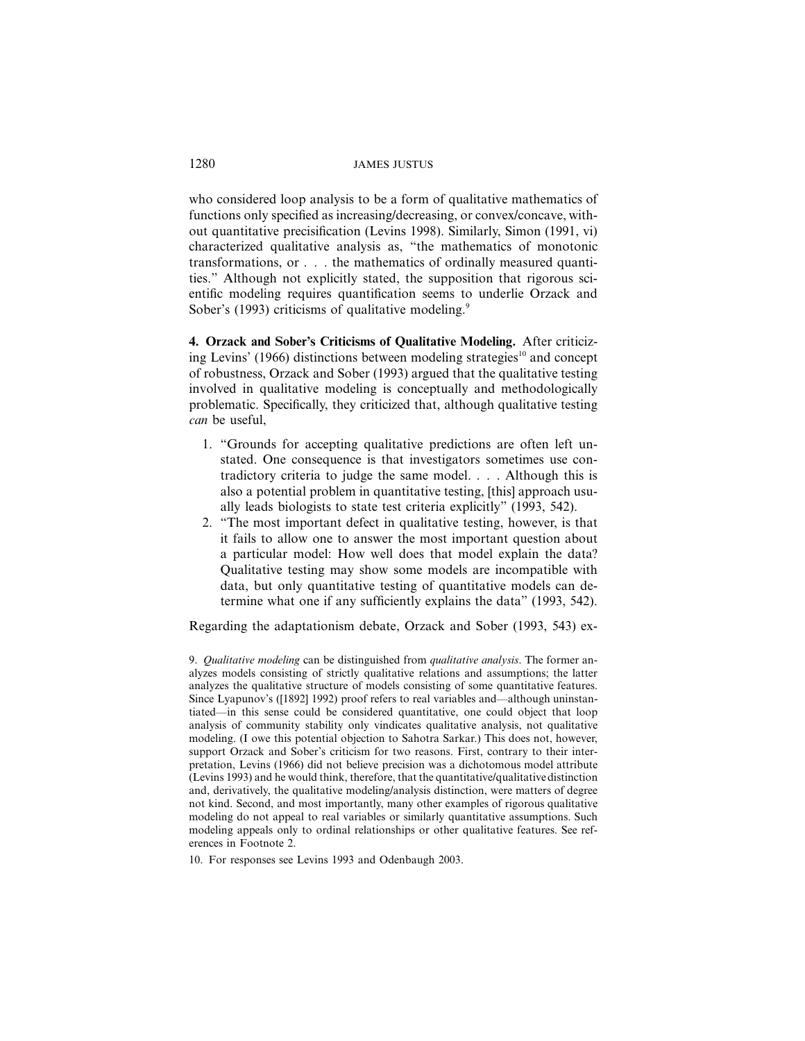who considered loop analysis to be a form of qualitative mathematics of functions only specified as increasing/decreasing, or convex/concave, without quantitative precisification (Levins 1998). Similarly, Simon (1991, vi) characterized qualitative analysis as, "the mathematics of monotonic transformations, or . . . the mathematics of ordinally measured quantities." Although not explicitly stated, the supposition that rigorous scientific modeling requires quantification seems to underlie Orzack and Sober's (1993) criticisms of qualitative modeling.[9]

**4. Orzack and Sober's Criticisms of Qualitative Modeling.** After criticizing Levins' (1966) distinctions between modeling strategies[10] and concept of robustness, Orzack and Sober (1993) argued that the qualitative testing involved in qualitative modeling is conceptually and methodologically problematic. Specifically, they criticized that, although qualitative testing *can* be useful,

1. "Grounds for accepting qualitative predictions are often left unstated. One consequence is that investigators sometimes use contradictory criteria to judge the same model. . . . Although this is also a potential problem in quantitative testing, [this] approach usually leads biologists to state test criteria explicitly" (1993, 542).
2. "The most important defect in qualitative testing, however, is that it fails to allow one to answer the most important question about a particular model: How well does that model explain the data? Qualitative testing may show some models are incompatible with data, but only quantitative testing of quantitative models can determine what one if any sufficiently explains the data" (1993, 542).

Regarding the adaptationism debate, Orzack and Sober (1993, 543) ex-

9. *Qualitative modeling* can be distinguished from *qualitative analysis*. The former analyzes models consisting of strictly qualitative relations and assumptions; the latter analyzes the qualitative structure of models consisting of some quantitative features. Since Lyapunov's ([1892] 1992) proof refers to real variables and—although uninstantiated—in this sense could be considered quantitative, one could object that loop analysis of community stability only vindicates qualitative analysis, not qualitative modeling. (I owe this potential objection to Sahotra Sarkar.) This does not, however, support Orzack and Sober's criticism for two reasons. First, contrary to their interpretation, Levins (1966) did not believe precision was a dichotomous model attribute (Levins 1993) and he would think, therefore, that the quantitative/qualitative distinction and, derivatively, the qualitative modeling/analysis distinction, were matters of degree not kind. Second, and most importantly, many other examples of rigorous qualitative modeling do not appeal to real variables or similarly quantitative assumptions. Such modeling appeals only to ordinal relationships or other qualitative features. See references in Footnote 2.

10. For responses see Levins 1993 and Odenbaugh 2003.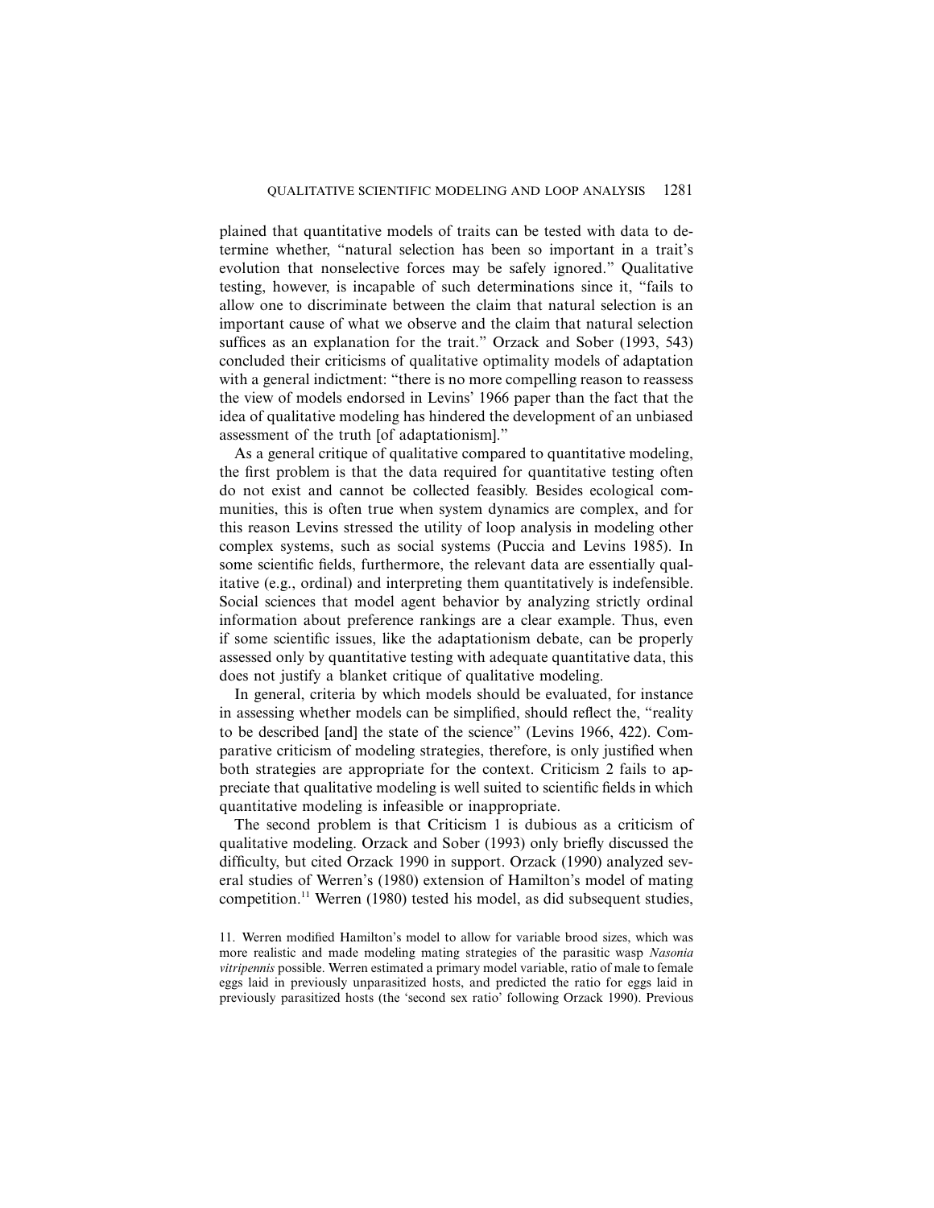plained that quantitative models of traits can be tested with data to determine whether, "natural selection has been so important in a trait's evolution that nonselective forces may be safely ignored." Qualitative testing, however, is incapable of such determinations since it, "fails to allow one to discriminate between the claim that natural selection is an important cause of what we observe and the claim that natural selection suffices as an explanation for the trait." Orzack and Sober (1993, 543) concluded their criticisms of qualitative optimality models of adaptation with a general indictment: "there is no more compelling reason to reassess the view of models endorsed in Levins' 1966 paper than the fact that the idea of qualitative modeling has hindered the development of an unbiased assessment of the truth [of adaptationism]."

As a general critique of qualitative compared to quantitative modeling, the first problem is that the data required for quantitative testing often do not exist and cannot be collected feasibly. Besides ecological communities, this is often true when system dynamics are complex, and for this reason Levins stressed the utility of loop analysis in modeling other complex systems, such as social systems (Puccia and Levins 1985). In some scientific fields, furthermore, the relevant data are essentially qualitative (e.g., ordinal) and interpreting them quantitatively is indefensible. Social sciences that model agent behavior by analyzing strictly ordinal information about preference rankings are a clear example. Thus, even if some scientific issues, like the adaptationism debate, can be properly assessed only by quantitative testing with adequate quantitative data, this does not justify a blanket critique of qualitative modeling.

In general, criteria by which models should be evaluated, for instance in assessing whether models can be simplified, should reflect the, "reality to be described [and] the state of the science" (Levins 1966, 422). Comparative criticism of modeling strategies, therefore, is only justified when both strategies are appropriate for the context. Criticism 2 fails to appreciate that qualitative modeling is well suited to scientific fields in which quantitative modeling is infeasible or inappropriate.

The second problem is that Criticism 1 is dubious as a criticism of qualitative modeling. Orzack and Sober (1993) only briefly discussed the difficulty, but cited Orzack 1990 in support. Orzack (1990) analyzed several studies of Werren's (1980) extension of Hamilton's model of mating competition.[11] Werren (1980) tested his model, as did subsequent studies,

11. Werren modified Hamilton's model to allow for variable brood sizes, which was more realistic and made modeling mating strategies of the parasitic wasp *Nasonia vitripennis* possible. Werren estimated a primary model variable, ratio of male to female eggs laid in previously unparasitized hosts, and predicted the ratio for eggs laid in previously parasitized hosts (the 'second sex ratio' following Orzack 1990). Previous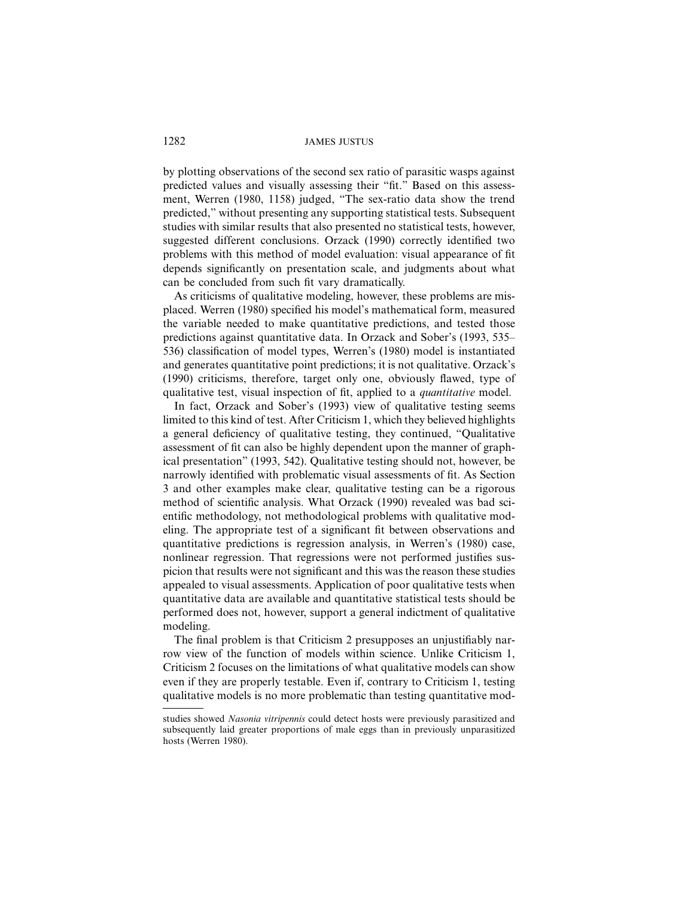by plotting observations of the second sex ratio of parasitic wasps against predicted values and visually assessing their "fit." Based on this assessment, Werren (1980, 1158) judged, "The sex-ratio data show the trend predicted," without presenting any supporting statistical tests. Subsequent studies with similar results that also presented no statistical tests, however, suggested different conclusions. Orzack (1990) correctly identified two problems with this method of model evaluation: visual appearance of fit depends significantly on presentation scale, and judgments about what can be concluded from such fit vary dramatically.

As criticisms of qualitative modeling, however, these problems are misplaced. Werren (1980) specified his model's mathematical form, measured the variable needed to make quantitative predictions, and tested those predictions against quantitative data. In Orzack and Sober's (1993, 535–536) classification of model types, Werren's (1980) model is instantiated and generates quantitative point predictions; it is not qualitative. Orzack's (1990) criticisms, therefore, target only one, obviously flawed, type of qualitative test, visual inspection of fit, applied to a *quantitative* model.

In fact, Orzack and Sober's (1993) view of qualitative testing seems limited to this kind of test. After Criticism 1, which they believed highlights a general deficiency of qualitative testing, they continued, "Qualitative assessment of fit can also be highly dependent upon the manner of graphical presentation" (1993, 542). Qualitative testing should not, however, be narrowly identified with problematic visual assessments of fit. As Section 3 and other examples make clear, qualitative testing can be a rigorous method of scientific analysis. What Orzack (1990) revealed was bad scientific methodology, not methodological problems with qualitative modeling. The appropriate test of a significant fit between observations and quantitative predictions is regression analysis, in Werren's (1980) case, nonlinear regression. That regressions were not performed justifies suspicion that results were not significant and this was the reason these studies appealed to visual assessments. Application of poor qualitative tests when quantitative data are available and quantitative statistical tests should be performed does not, however, support a general indictment of qualitative modeling.

The final problem is that Criticism 2 presupposes an unjustifiably narrow view of the function of models within science. Unlike Criticism 1, Criticism 2 focuses on the limitations of what qualitative models can show even if they are properly testable. Even if, contrary to Criticism 1, testing qualitative models is no more problematic than testing quantitative mod-

---

studies showed *Nasonia vitripennis* could detect hosts were previously parasitized and subsequently laid greater proportions of male eggs than in previously unparasitized hosts (Werren 1980).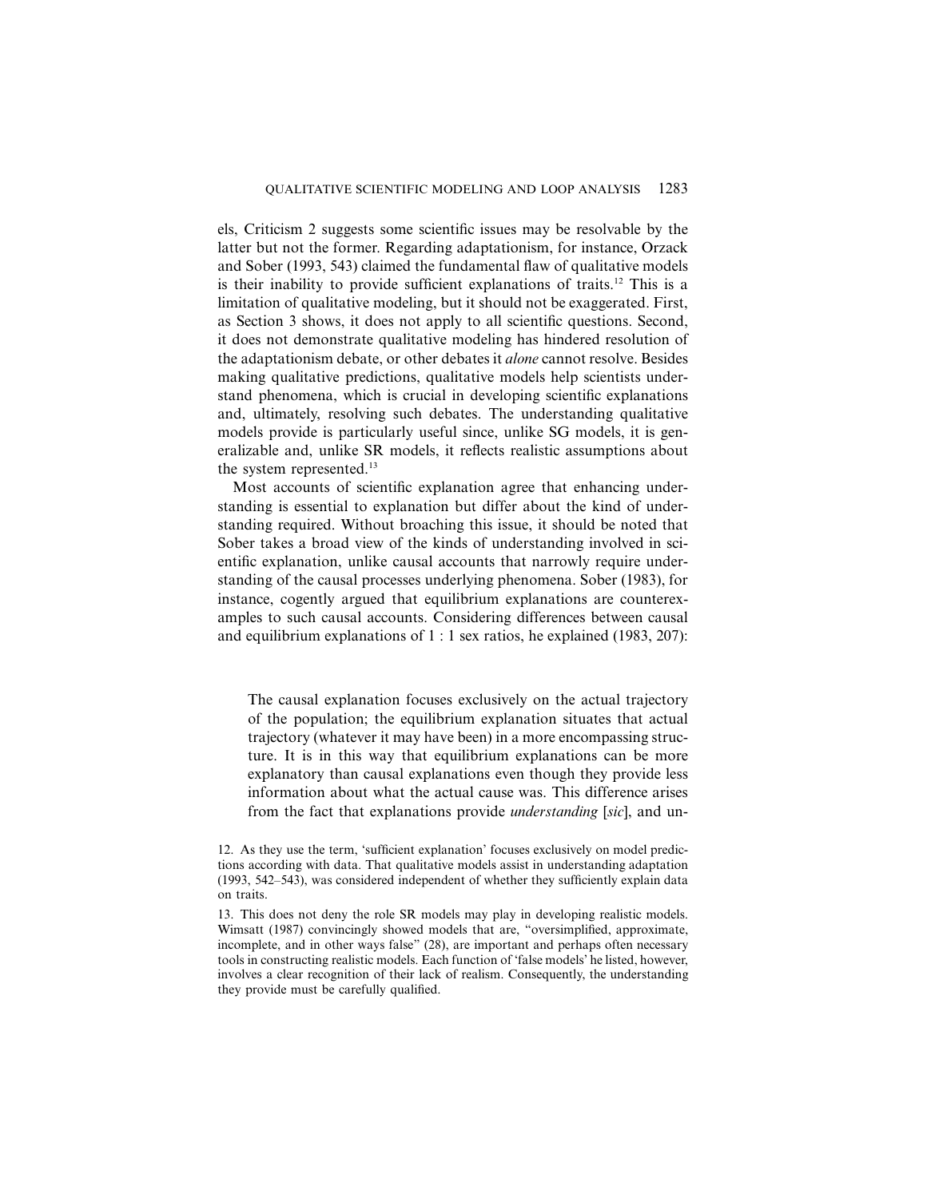els, Criticism 2 suggests some scientific issues may be resolvable by the latter but not the former. Regarding adaptationism, for instance, Orzack and Sober (1993, 543) claimed the fundamental flaw of qualitative models is their inability to provide sufficient explanations of traits.[12] This is a limitation of qualitative modeling, but it should not be exaggerated. First, as Section 3 shows, it does not apply to all scientific questions. Second, it does not demonstrate qualitative modeling has hindered resolution of the adaptationism debate, or other debates it *alone* cannot resolve. Besides making qualitative predictions, qualitative models help scientists understand phenomena, which is crucial in developing scientific explanations and, ultimately, resolving such debates. The understanding qualitative models provide is particularly useful since, unlike SG models, it is generalizable and, unlike SR models, it reflects realistic assumptions about the system represented.[13]

Most accounts of scientific explanation agree that enhancing understanding is essential to explanation but differ about the kind of understanding required. Without broaching this issue, it should be noted that Sober takes a broad view of the kinds of understanding involved in scientific explanation, unlike causal accounts that narrowly require understanding of the causal processes underlying phenomena. Sober (1983), for instance, cogently argued that equilibrium explanations are counterexamples to such causal accounts. Considering differences between causal and equilibrium explanations of 1 : 1 sex ratios, he explained (1983, 207):

> The causal explanation focuses exclusively on the actual trajectory of the population; the equilibrium explanation situates that actual trajectory (whatever it may have been) in a more encompassing structure. It is in this way that equilibrium explanations can be more explanatory than causal explanations even though they provide less information about what the actual cause was. This difference arises from the fact that explanations provide *understanding* [*sic*], and un-

12. As they use the term, 'sufficient explanation' focuses exclusively on model predictions according with data. That qualitative models assist in understanding adaptation (1993, 542–543), was considered independent of whether they sufficiently explain data on traits.

13. This does not deny the role SR models may play in developing realistic models. Wimsatt (1987) convincingly showed models that are, "oversimplified, approximate, incomplete, and in other ways false" (28), are important and perhaps often necessary tools in constructing realistic models. Each function of 'false models' he listed, however, involves a clear recognition of their lack of realism. Consequently, the understanding they provide must be carefully qualified.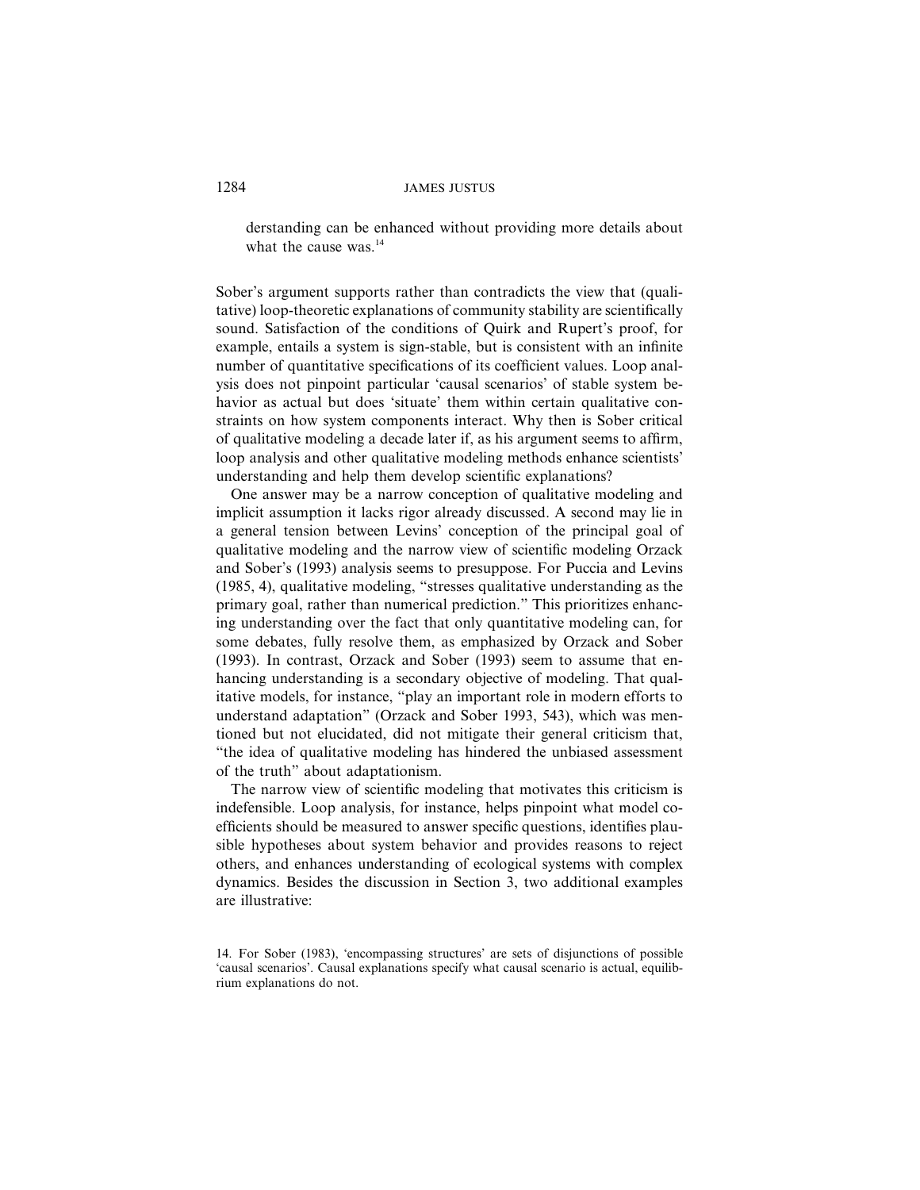derstanding can be enhanced without providing more details about what the cause was.[14]

Sober's argument supports rather than contradicts the view that (qualitative) loop-theoretic explanations of community stability are scientifically sound. Satisfaction of the conditions of Quirk and Rupert's proof, for example, entails a system is sign-stable, but is consistent with an infinite number of quantitative specifications of its coefficient values. Loop analysis does not pinpoint particular 'causal scenarios' of stable system behavior as actual but does 'situate' them within certain qualitative constraints on how system components interact. Why then is Sober critical of qualitative modeling a decade later if, as his argument seems to affirm, loop analysis and other qualitative modeling methods enhance scientists' understanding and help them develop scientific explanations?

One answer may be a narrow conception of qualitative modeling and implicit assumption it lacks rigor already discussed. A second may lie in a general tension between Levins' conception of the principal goal of qualitative modeling and the narrow view of scientific modeling Orzack and Sober's (1993) analysis seems to presuppose. For Puccia and Levins (1985, 4), qualitative modeling, "stresses qualitative understanding as the primary goal, rather than numerical prediction." This prioritizes enhancing understanding over the fact that only quantitative modeling can, for some debates, fully resolve them, as emphasized by Orzack and Sober (1993). In contrast, Orzack and Sober (1993) seem to assume that enhancing understanding is a secondary objective of modeling. That qualitative models, for instance, "play an important role in modern efforts to understand adaptation" (Orzack and Sober 1993, 543), which was mentioned but not elucidated, did not mitigate their general criticism that, "the idea of qualitative modeling has hindered the unbiased assessment of the truth" about adaptationism.

The narrow view of scientific modeling that motivates this criticism is indefensible. Loop analysis, for instance, helps pinpoint what model coefficients should be measured to answer specific questions, identifies plausible hypotheses about system behavior and provides reasons to reject others, and enhances understanding of ecological systems with complex dynamics. Besides the discussion in Section 3, two additional examples are illustrative:

14. For Sober (1983), 'encompassing structures' are sets of disjunctions of possible 'causal scenarios'. Causal explanations specify what causal scenario is actual, equilibrium explanations do not.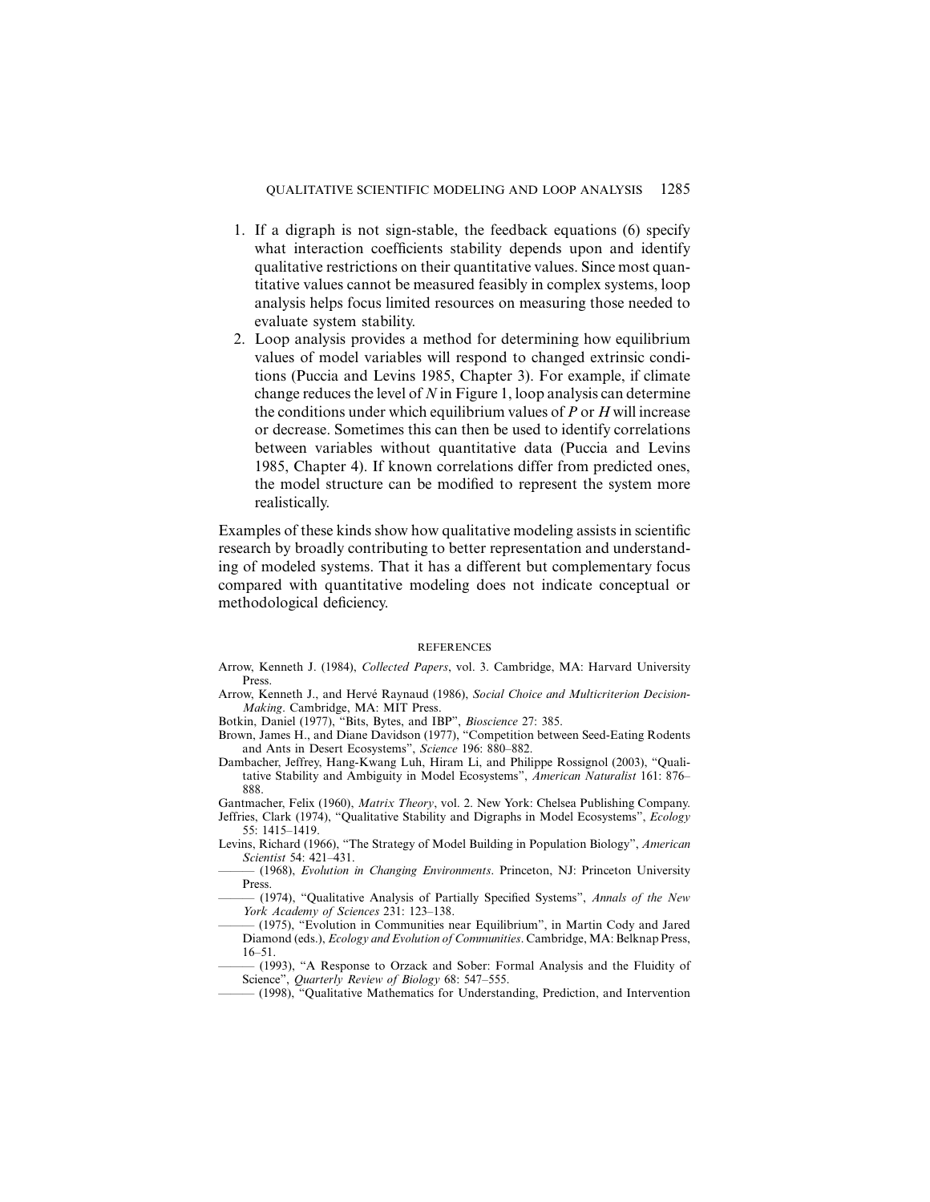1. If a digraph is not sign-stable, the feedback equations (6) specify what interaction coefficients stability depends upon and identify qualitative restrictions on their quantitative values. Since most quantitative values cannot be measured feasibly in complex systems, loop analysis helps focus limited resources on measuring those needed to evaluate system stability.
2. Loop analysis provides a method for determining how equilibrium values of model variables will respond to changed extrinsic conditions (Puccia and Levins 1985, Chapter 3). For example, if climate change reduces the level of $N$ in Figure 1, loop analysis can determine the conditions under which equilibrium values of $P$ or $H$ will increase or decrease. Sometimes this can then be used to identify correlations between variables without quantitative data (Puccia and Levins 1985, Chapter 4). If known correlations differ from predicted ones, the model structure can be modified to represent the system more realistically.

Examples of these kinds show how qualitative modeling assists in scientific research by broadly contributing to better representation and understanding of modeled systems. That it has a different but complementary focus compared with quantitative modeling does not indicate conceptual or methodological deficiency.

## REFERENCES

Arrow, Kenneth J. (1984), *Collected Papers*, vol. 3. Cambridge, MA: Harvard University Press.

Arrow, Kenneth J., and Hervé Raynaud (1986), *Social Choice and Multicriterion Decision-Making*. Cambridge, MA: MIT Press.

Botkin, Daniel (1977), "Bits, Bytes, and IBP", *Bioscience* 27: 385.

Brown, James H., and Diane Davidson (1977), "Competition between Seed-Eating Rodents and Ants in Desert Ecosystems", *Science* 196: 880–882.

Dambacher, Jeffrey, Hang-Kwang Luh, Hiram Li, and Philippe Rossignol (2003), "Qualitative Stability and Ambiguity in Model Ecosystems", *American Naturalist* 161: 876–888.

Gantmacher, Felix (1960), *Matrix Theory*, vol. 2. New York: Chelsea Publishing Company.

Jeffries, Clark (1974), "Qualitative Stability and Digraphs in Model Ecosystems", *Ecology* 55: 1415–1419.

Levins, Richard (1966), "The Strategy of Model Building in Population Biology", *American Scientist* 54: 421–431.

——— (1968), *Evolution in Changing Environments*. Princeton, NJ: Princeton University Press.

——— (1974), "Qualitative Analysis of Partially Specified Systems", *Annals of the New York Academy of Sciences* 231: 123–138.

——— (1975), "Evolution in Communities near Equilibrium", in Martin Cody and Jared Diamond (eds.), *Ecology and Evolution of Communities*. Cambridge, MA: Belknap Press, 16–51.

——— (1993), "A Response to Orzack and Sober: Formal Analysis and the Fluidity of Science", *Quarterly Review of Biology* 68: 547–555.

——— (1998), "Qualitative Mathematics for Understanding, Prediction, and Intervention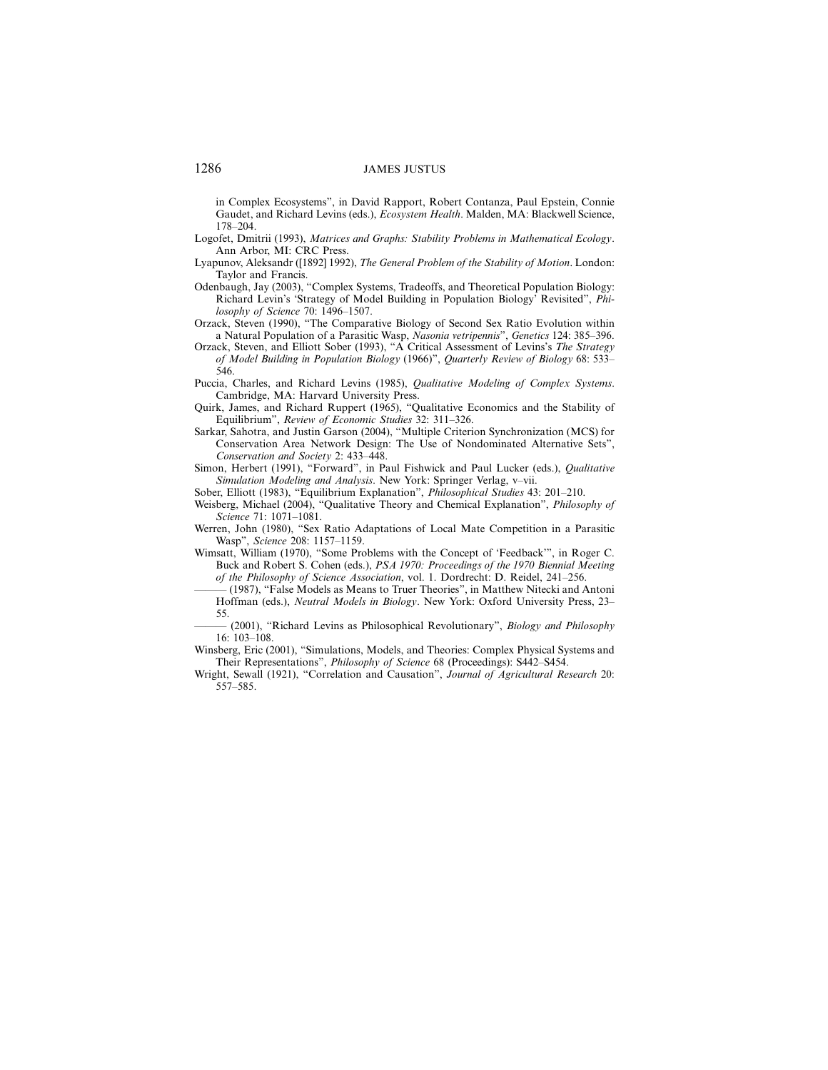in Complex Ecosystems", in David Rapport, Robert Contanza, Paul Epstein, Connie Gaudet, and Richard Levins (eds.), *Ecosystem Health*. Malden, MA: Blackwell Science, 178–204.

Logofet, Dmitrii (1993), *Matrices and Graphs: Stability Problems in Mathematical Ecology*. Ann Arbor, MI: CRC Press.

Lyapunov, Aleksandr ([1892] 1992), *The General Problem of the Stability of Motion*. London: Taylor and Francis.

Odenbaugh, Jay (2003), "Complex Systems, Tradeoffs, and Theoretical Population Biology: Richard Levin's 'Strategy of Model Building in Population Biology' Revisited", *Philosophy of Science* 70: 1496–1507.

Orzack, Steven (1990), "The Comparative Biology of Second Sex Ratio Evolution within a Natural Population of a Parasitic Wasp, *Nasonia vetripennis*", *Genetics* 124: 385–396.

Orzack, Steven, and Elliott Sober (1993), "A Critical Assessment of Levins's *The Strategy of Model Building in Population Biology* (1966)", *Quarterly Review of Biology* 68: 533–546.

Puccia, Charles, and Richard Levins (1985), *Qualitative Modeling of Complex Systems*. Cambridge, MA: Harvard University Press.

Quirk, James, and Richard Ruppert (1965), "Qualitative Economics and the Stability of Equilibrium", *Review of Economic Studies* 32: 311–326.

Sarkar, Sahotra, and Justin Garson (2004), "Multiple Criterion Synchronization (MCS) for Conservation Area Network Design: The Use of Nondominated Alternative Sets", *Conservation and Society* 2: 433–448.

Simon, Herbert (1991), "Forward", in Paul Fishwick and Paul Lucker (eds.), *Qualitative Simulation Modeling and Analysis*. New York: Springer Verlag, v–vii.

Sober, Elliott (1983), "Equilibrium Explanation", *Philosophical Studies* 43: 201–210.

Weisberg, Michael (2004), "Qualitative Theory and Chemical Explanation", *Philosophy of Science* 71: 1071–1081.

Werren, John (1980), "Sex Ratio Adaptations of Local Mate Competition in a Parasitic Wasp", *Science* 208: 1157–1159.

Wimsatt, William (1970), "Some Problems with the Concept of 'Feedback'", in Roger C. Buck and Robert S. Cohen (eds.), *PSA 1970: Proceedings of the 1970 Biennial Meeting of the Philosophy of Science Association*, vol. 1. Dordrecht: D. Reidel, 241–256.

——— (1987), "False Models as Means to Truer Theories", in Matthew Nitecki and Antoni Hoffman (eds.), *Neutral Models in Biology*. New York: Oxford University Press, 23–55.

——— (2001), "Richard Levins as Philosophical Revolutionary", *Biology and Philosophy* 16: 103–108.

Winsberg, Eric (2001), "Simulations, Models, and Theories: Complex Physical Systems and Their Representations", *Philosophy of Science* 68 (Proceedings): S442–S454.

Wright, Sewall (1921), "Correlation and Causation", *Journal of Agricultural Research* 20: 557–585.